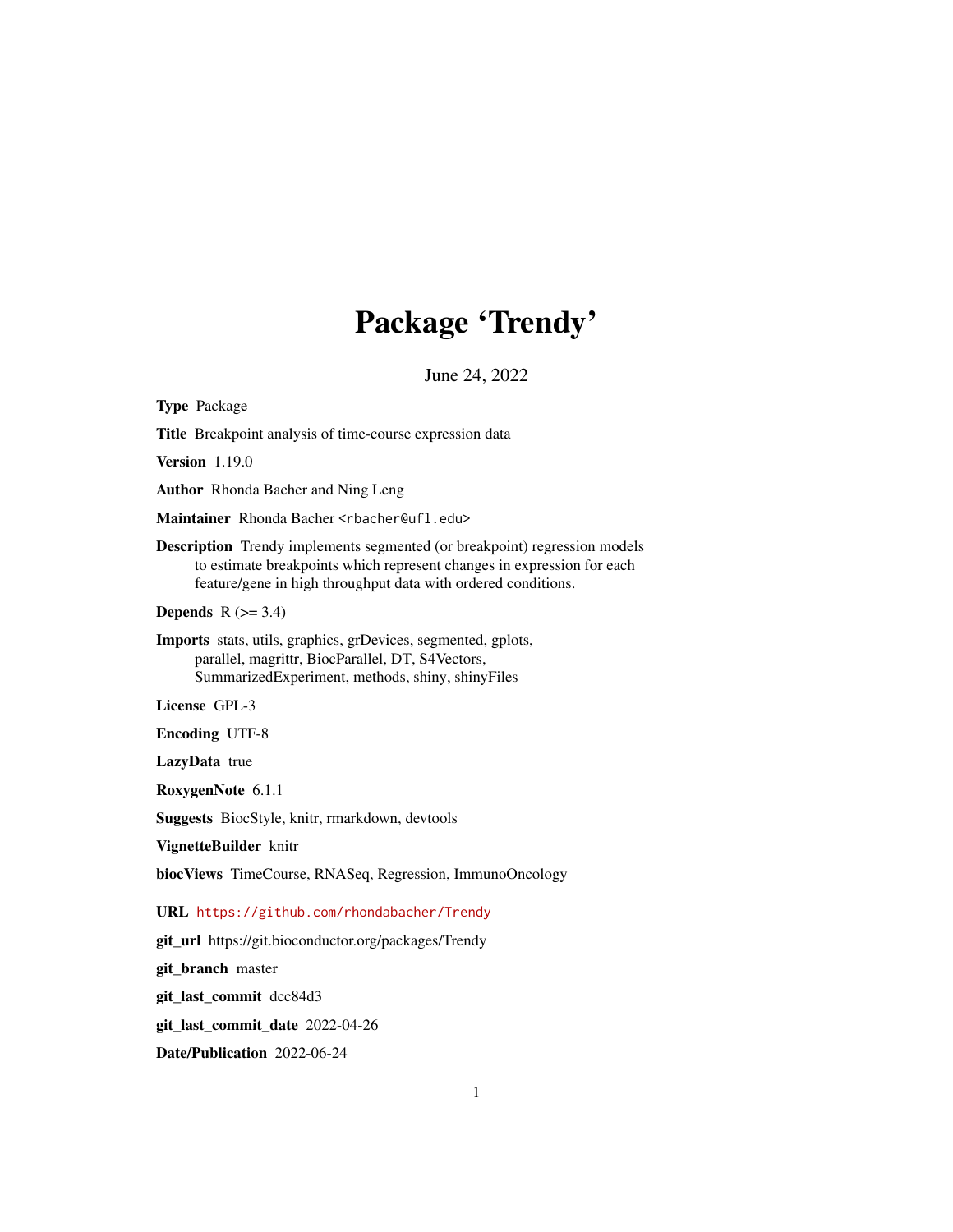# Package 'Trendy'

June 24, 2022

**Type** Package

**Title** Breakpoint analysis of time-course expression data

**Version** 1.19.0

**Author** Rhonda Bacher and Ning Leng

**Maintainer** Rhonda Bacher <rbacher@ufl.edu>

**Description** Trendy implements segmented (or breakpoint) regression models to estimate breakpoints which represent changes in expression for each feature/gene in high throughput data with ordered conditions.

**Depends** R (>= 3.4)

**Imports** stats, utils, graphics, grDevices, segmented, gplots, parallel, magrittr, BiocParallel, DT, S4Vectors, SummarizedExperiment, methods, shiny, shinyFiles

**License** GPL-3

**Encoding** UTF-8

**LazyData** true

**RoxygenNote** 6.1.1

**Suggests** BiocStyle, knitr, rmarkdown, devtools

**VignetteBuilder** knitr

**biocViews** TimeCourse, RNASeq, Regression, ImmunoOncology

**URL** https://github.com/rhondabacher/Trendy

**git_url** https://git.bioconductor.org/packages/Trendy

**git_branch** master

**git_last_commit** dcc84d3

**git_last_commit_date** 2022-04-26

**Date/Publication** 2022-06-24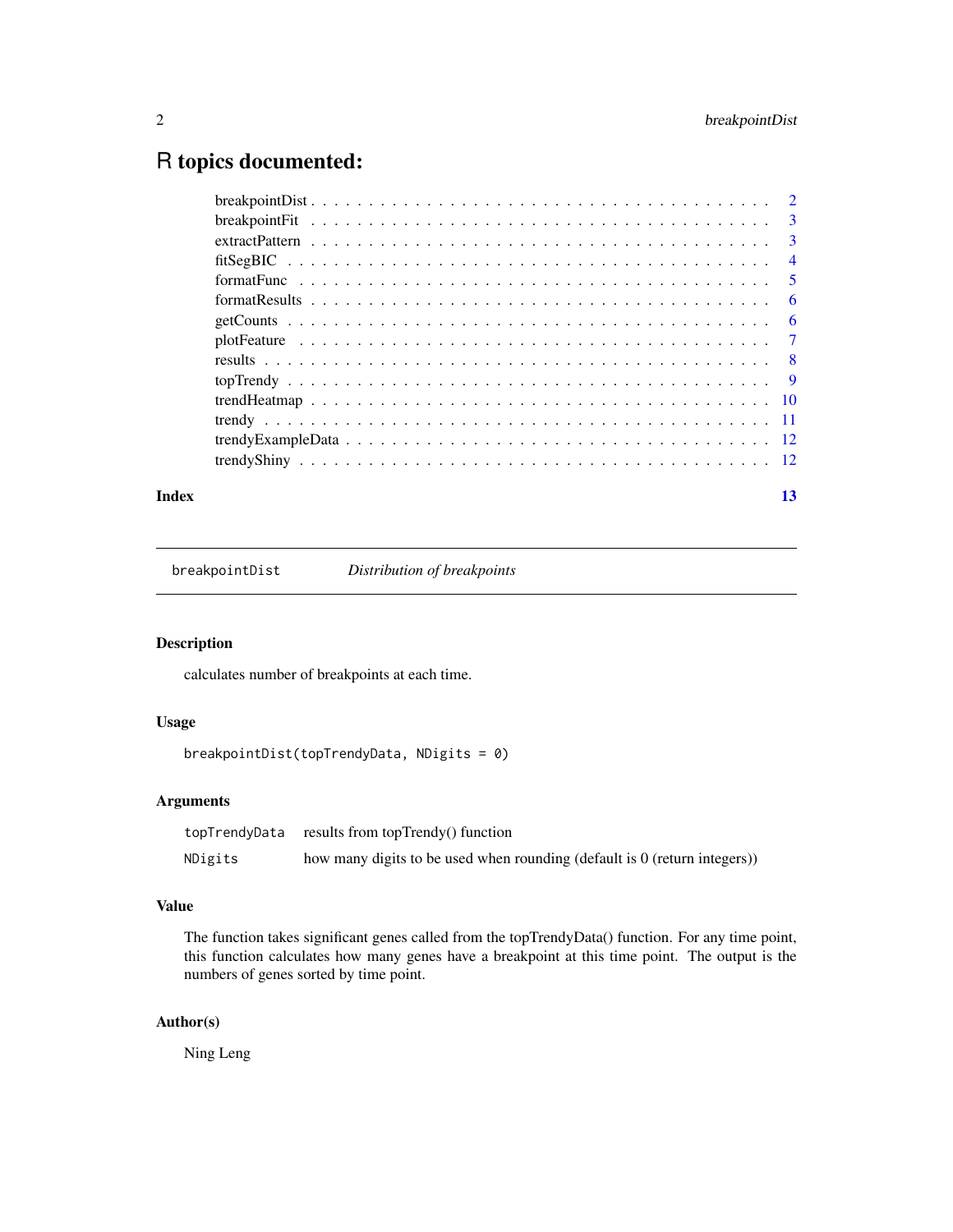# R topics documented:

| | |
|---|---|
| breakpointDist | 2 |
| breakpointFit | 3 |
| extractPattern | 3 |
| fitSegBIC | 4 |
| formatFunc | 5 |
| formatResults | 6 |
| getCounts | 6 |
| plotFeature | 7 |
| results | 8 |
| topTrendy | 9 |
| trendHeatmap | 10 |
| trendy | 11 |
| trendyExampleData | 12 |
| trendyShiny | 12 |

**Index** **13**

---

`breakpointDist` *Distribution of breakpoints*

---

## Description

calculates number of breakpoints at each time.

## Usage

```
breakpointDist(topTrendyData, NDigits = 0)
```

## Arguments

| | |
|---|---|
| `topTrendyData` | results from topTrendy() function |
| `NDigits` | how many digits to be used when rounding (default is 0 (return integers)) |

## Value

The function takes significant genes called from the topTrendyData() function. For any time point, this function calculates how many genes have a breakpoint at this time point. The output is the numbers of genes sorted by time point.

## Author(s)

Ning Leng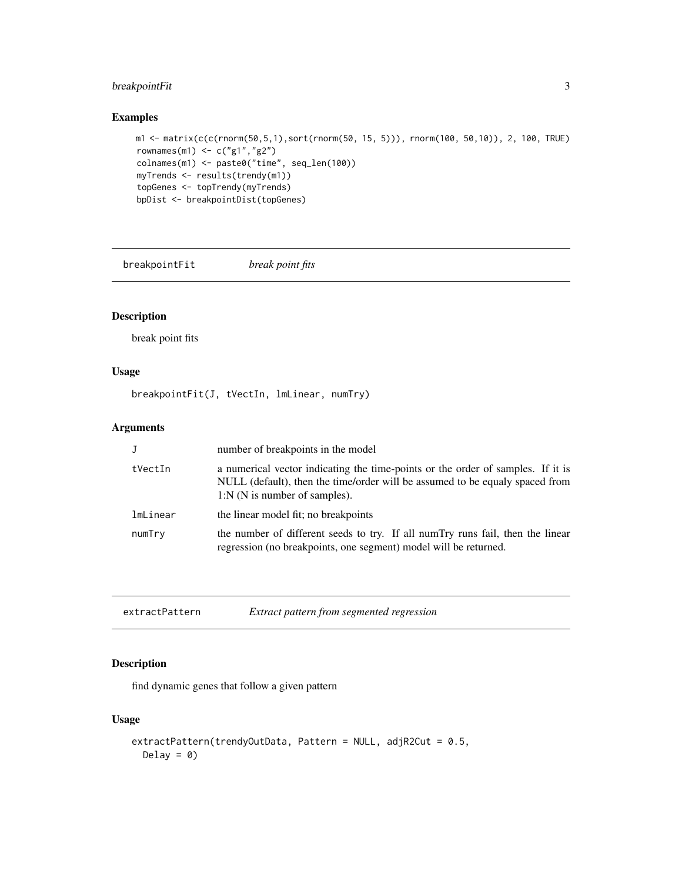### Examples

```
m1 <- matrix(c(c(rnorm(50,5,1),sort(rnorm(50, 15, 5))), rnorm(100, 50,10)), 2, 100, TRUE)
rownames(m1) <- c("g1","g2")
colnames(m1) <- paste0("time", seq_len(100))
myTrends <- results(trendy(m1))
topGenes <- topTrendy(myTrends)
bpDist <- breakpointDist(topGenes)
```

---

## breakpointFit — *break point fits*

### Description

break point fits

### Usage

```
breakpointFit(J, tVectIn, lmLinear, numTry)
```

### Arguments

| Argument | Description |
|---|---|
| J | number of breakpoints in the model |
| tVectIn | a numerical vector indicating the time-points or the order of samples. If it is NULL (default), then the time/order will be assumed to be equaly spaced from 1:N (N is number of samples). |
| lmLinear | the linear model fit; no breakpoints |
| numTry | the number of different seeds to try. If all numTry runs fail, then the linear regression (no breakpoints, one segment) model will be returned. |

---

## extractPattern — *Extract pattern from segmented regression*

### Description

find dynamic genes that follow a given pattern

### Usage

```
extractPattern(trendyOutData, Pattern = NULL, adjR2Cut = 0.5,
  Delay = 0)
```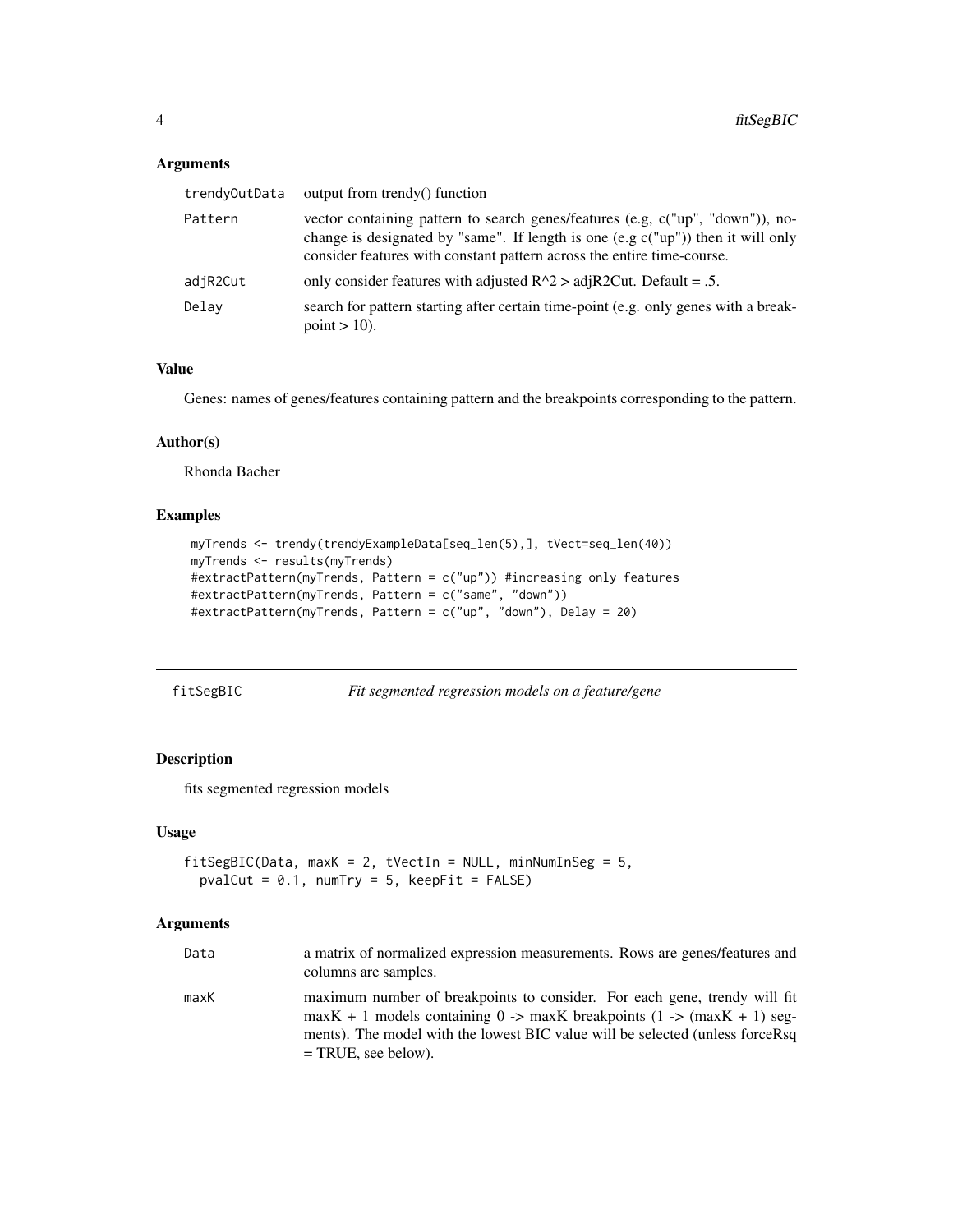### Arguments

| | |
|---|---|
| trendyOutData | output from trendy() function |
| Pattern | vector containing pattern to search genes/features (e.g, c("up", "down")), no-change is designated by "same". If length is one (e.g c("up")) then it will only consider features with constant pattern across the entire time-course. |
| adjR2Cut | only consider features with adjusted R^2 > adjR2Cut. Default = .5. |
| Delay | search for pattern starting after certain time-point (e.g. only genes with a breakpoint > 10). |

### Value

Genes: names of genes/features containing pattern and the breakpoints corresponding to the pattern.

### Author(s)

Rhonda Bacher

### Examples

```
myTrends <- trendy(trendyExampleData[seq_len(5),], tVect=seq_len(40))
myTrends <- results(myTrends)
#extractPattern(myTrends, Pattern = c("up")) #increasing only features
#extractPattern(myTrends, Pattern = c("same", "down"))
#extractPattern(myTrends, Pattern = c("up", "down"), Delay = 20)
```

---

## fitSegBIC — *Fit segmented regression models on a feature/gene*

### Description

fits segmented regression models

### Usage

```
fitSegBIC(Data, maxK = 2, tVectIn = NULL, minNumInSeg = 5,
  pvalCut = 0.1, numTry = 5, keepFit = FALSE)
```

### Arguments

| | |
|---|---|
| Data | a matrix of normalized expression measurements. Rows are genes/features and columns are samples. |
| maxK | maximum number of breakpoints to consider. For each gene, trendy will fit maxK + 1 models containing 0 -> maxK breakpoints (1 -> (maxK + 1) segments). The model with the lowest BIC value will be selected (unless forceRsq = TRUE, see below). |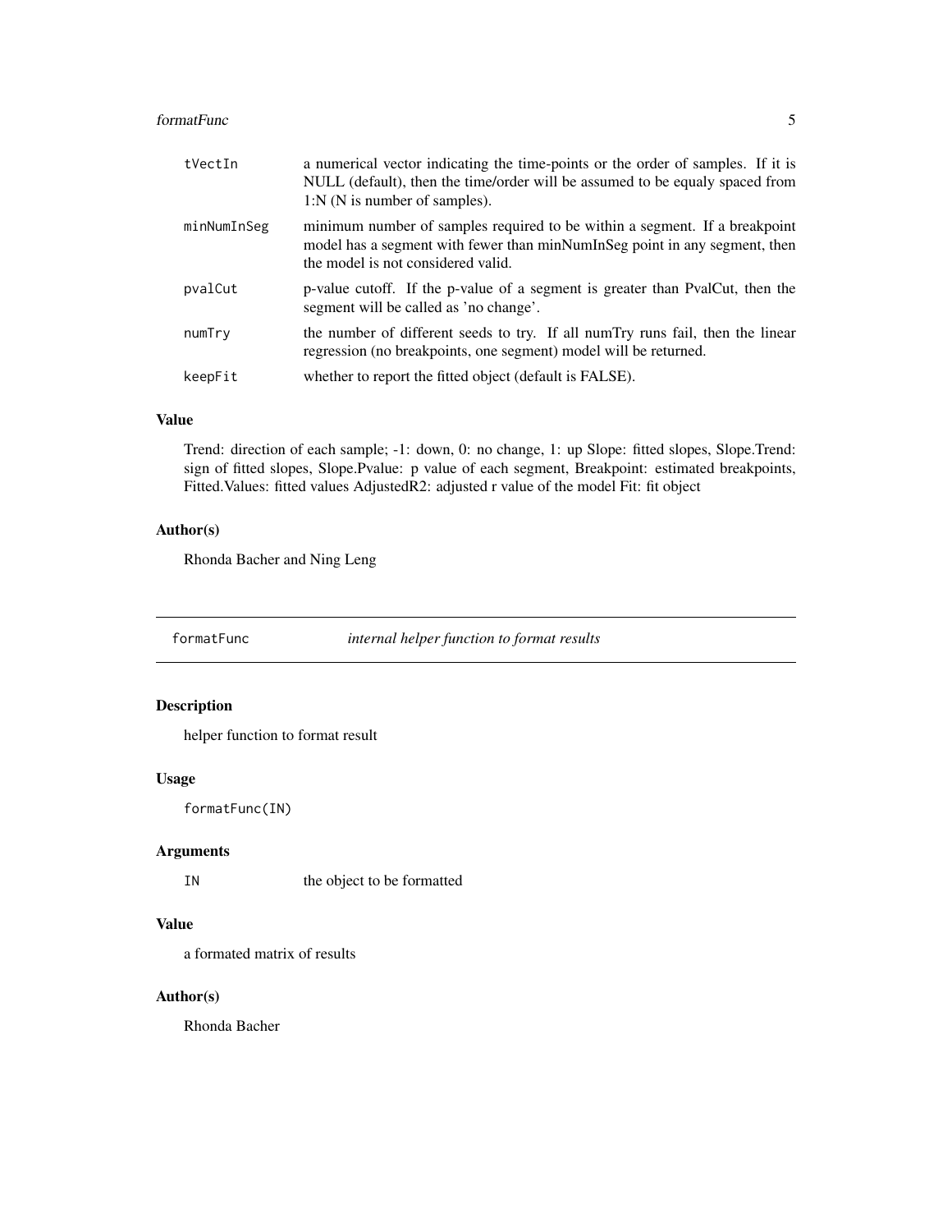| | |
|---|---|
| tVectIn | a numerical vector indicating the time-points or the order of samples. If it is NULL (default), then the time/order will be assumed to be equaly spaced from 1:N (N is number of samples). |
| minNumInSeg | minimum number of samples required to be within a segment. If a breakpoint model has a segment with fewer than minNumInSeg point in any segment, then the model is not considered valid. |
| pvalCut | p-value cutoff. If the p-value of a segment is greater than PvalCut, then the segment will be called as 'no change'. |
| numTry | the number of different seeds to try. If all numTry runs fail, then the linear regression (no breakpoints, one segment) model will be returned. |
| keepFit | whether to report the fitted object (default is FALSE). |

### Value

Trend: direction of each sample; -1: down, 0: no change, 1: up Slope: fitted slopes, Slope.Trend: sign of fitted slopes, Slope.Pvalue: p value of each segment, Breakpoint: estimated breakpoints, Fitted.Values: fitted values AdjustedR2: adjusted r value of the model Fit: fit object

### Author(s)

Rhonda Bacher and Ning Leng

---

## formatFunc — *internal helper function to format results*

### Description

helper function to format result

### Usage

```
formatFunc(IN)
```

### Arguments

| | |
|---|---|
| IN | the object to be formatted |

### Value

a formated matrix of results

### Author(s)

Rhonda Bacher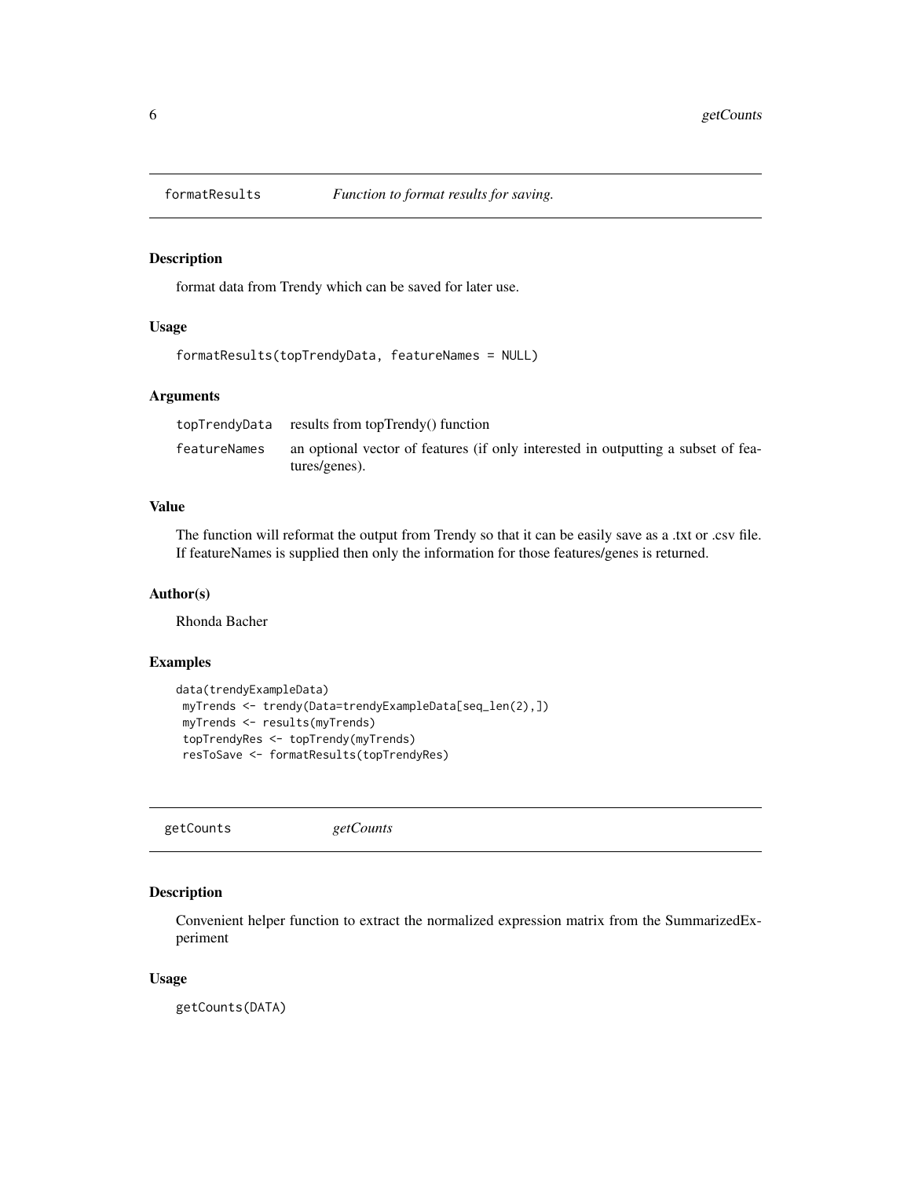## formatResults *Function to format results for saving.*

### Description

format data from Trendy which can be saved for later use.

### Usage

```
formatResults(topTrendyData, featureNames = NULL)
```

### Arguments

| | |
|---|---|
| topTrendyData | results from topTrendy() function |
| featureNames | an optional vector of features (if only interested in outputting a subset of features/genes). |

### Value

The function will reformat the output from Trendy so that it can be easily save as a .txt or .csv file. If featureNames is supplied then only the information for those features/genes is returned.

### Author(s)

Rhonda Bacher

### Examples

```
data(trendyExampleData)
 myTrends <- trendy(Data=trendyExampleData[seq_len(2),])
 myTrends <- results(myTrends)
 topTrendyRes <- topTrendy(myTrends)
 resToSave <- formatResults(topTrendyRes)
```

## getCounts *getCounts*

### Description

Convenient helper function to extract the normalized expression matrix from the SummarizedExperiment

### Usage

```
getCounts(DATA)
```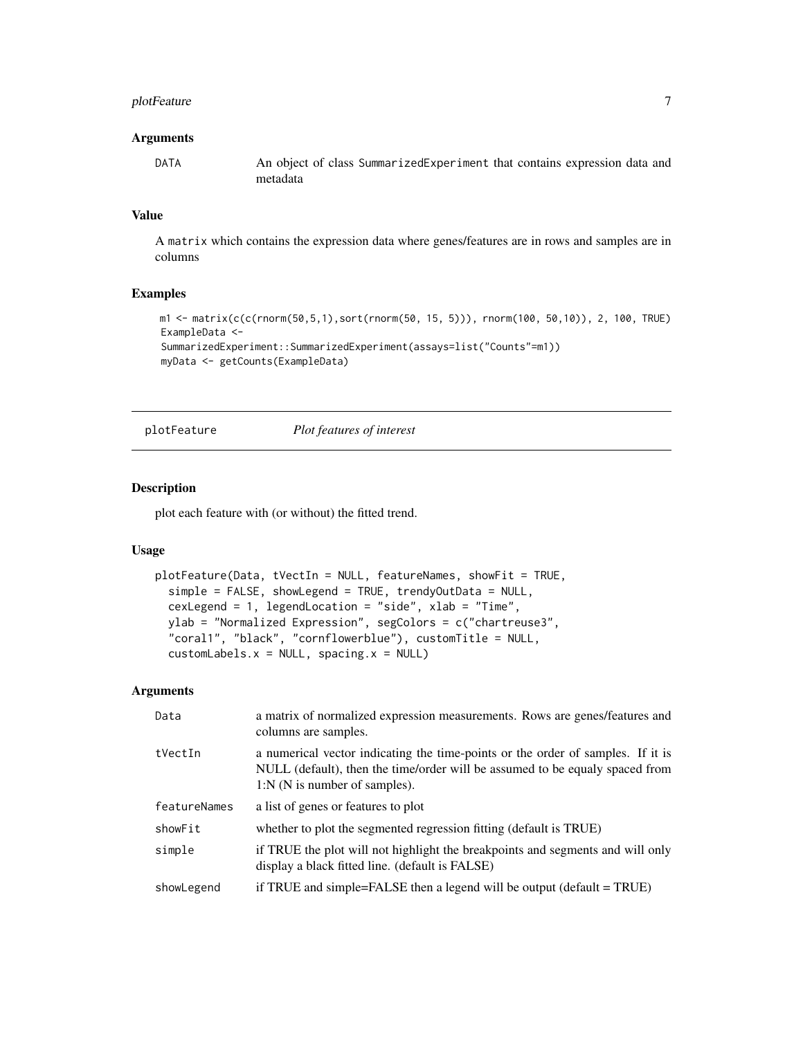### Arguments

| | |
|---|---|
| DATA | An object of class SummarizedExperiment that contains expression data and metadata |

### Value

A matrix which contains the expression data where genes/features are in rows and samples are in columns

### Examples

```
m1 <- matrix(c(c(rnorm(50,5,1),sort(rnorm(50, 15, 5))), rnorm(100, 50,10)), 2, 100, TRUE)
ExampleData <-
SummarizedExperiment::SummarizedExperiment(assays=list("Counts"=m1))
myData <- getCounts(ExampleData)
```

---

## plotFeature *Plot features of interest*

---

### Description

plot each feature with (or without) the fitted trend.

### Usage

```
plotFeature(Data, tVectIn = NULL, featureNames, showFit = TRUE,
  simple = FALSE, showLegend = TRUE, trendyOutData = NULL,
  cexLegend = 1, legendLocation = "side", xlab = "Time",
  ylab = "Normalized Expression", segColors = c("chartreuse3",
  "coral1", "black", "cornflowerblue"), customTitle = NULL,
  customLabels.x = NULL, spacing.x = NULL)
```

### Arguments

| | |
|---|---|
| Data | a matrix of normalized expression measurements. Rows are genes/features and columns are samples. |
| tVectIn | a numerical vector indicating the time-points or the order of samples. If it is NULL (default), then the time/order will be assumed to be equaly spaced from 1:N (N is number of samples). |
| featureNames | a list of genes or features to plot |
| showFit | whether to plot the segmented regression fitting (default is TRUE) |
| simple | if TRUE the plot will not highlight the breakpoints and segments and will only display a black fitted line. (default is FALSE) |
| showLegend | if TRUE and simple=FALSE then a legend will be output (default = TRUE) |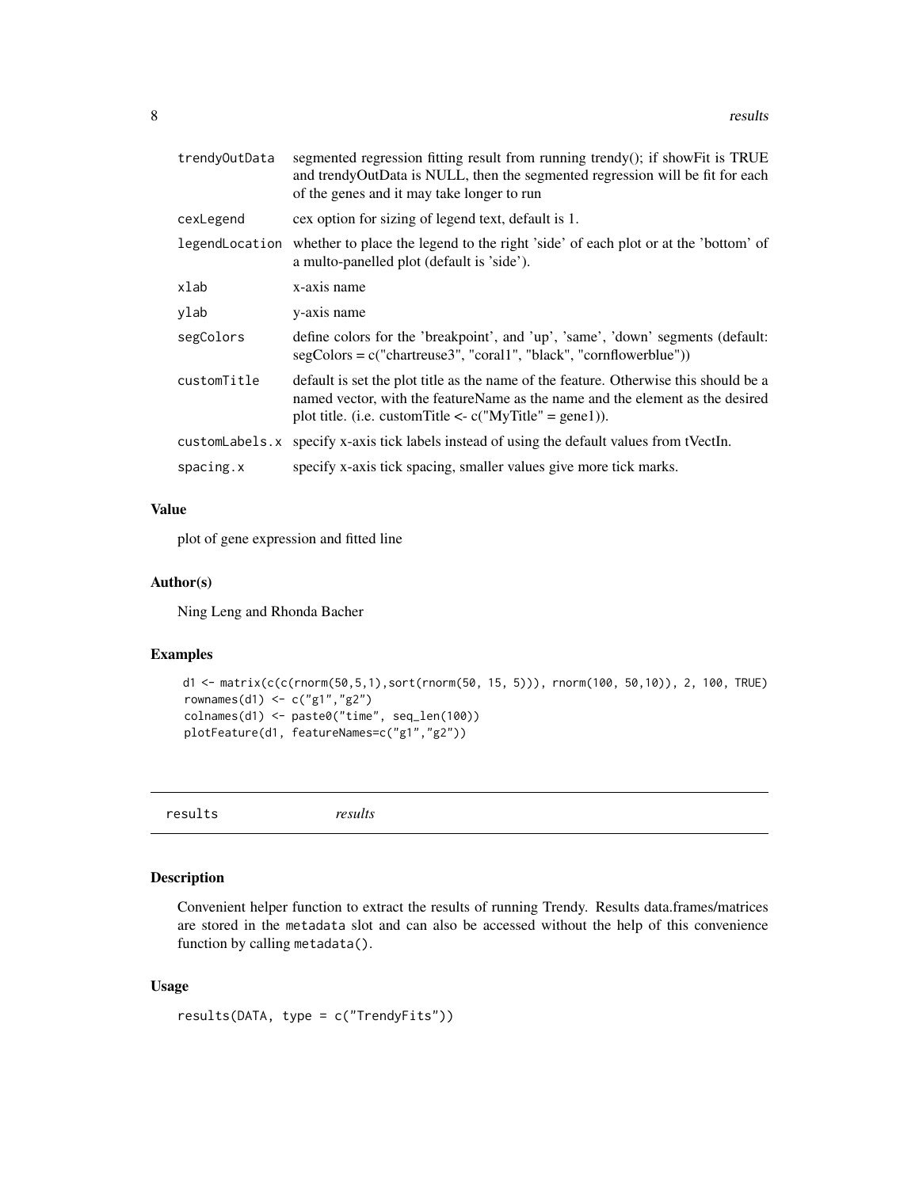| | |
|---|---|
| trendyOutData | segmented regression fitting result from running trendy(); if showFit is TRUE and trendyOutData is NULL, then the segmented regression will be fit for each of the genes and it may take longer to run |
| cexLegend | cex option for sizing of legend text, default is 1. |
| legendLocation | whether to place the legend to the right 'side' of each plot or at the 'bottom' of a multo-panelled plot (default is 'side'). |
| xlab | x-axis name |
| ylab | y-axis name |
| segColors | define colors for the 'breakpoint', and 'up', 'same', 'down' segments (default: segColors = c("chartreuse3", "coral1", "black", "cornflowerblue")) |
| customTitle | default is set the plot title as the name of the feature. Otherwise this should be a named vector, with the featureName as the name and the element as the desired plot title. (i.e. customTitle <- c("MyTitle" = gene1)). |
| customLabels.x | specify x-axis tick labels instead of using the default values from tVectIn. |
| spacing.x | specify x-axis tick spacing, smaller values give more tick marks. |

### Value

plot of gene expression and fitted line

### Author(s)

Ning Leng and Rhonda Bacher

### Examples

```
d1 <- matrix(c(c(rnorm(50,5,1),sort(rnorm(50, 15, 5))), rnorm(100, 50,10)), 2, 100, TRUE)
rownames(d1) <- c("g1","g2")
colnames(d1) <- paste0("time", seq_len(100))
plotFeature(d1, featureNames=c("g1","g2"))
```

---

## results *results*

### Description

Convenient helper function to extract the results of running Trendy. Results data.frames/matrices are stored in the metadata slot and can also be accessed without the help of this convenience function by calling metadata().

### Usage

```
results(DATA, type = c("TrendyFits"))
```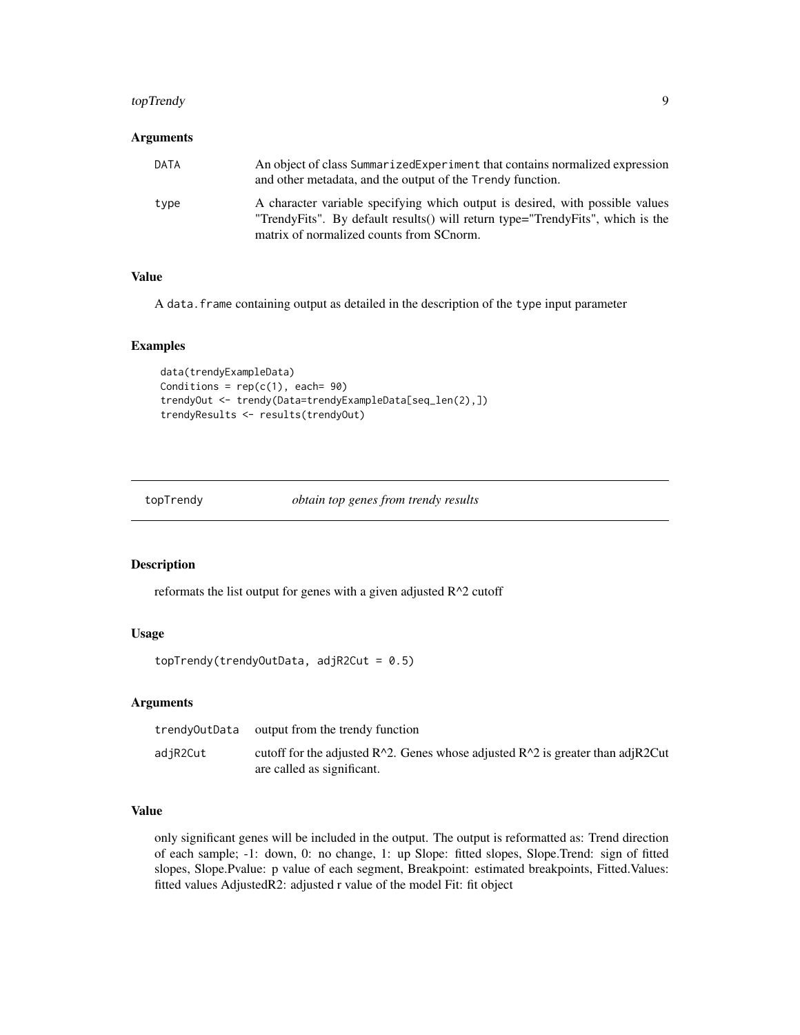### Arguments

| | |
|---|---|
| DATA | An object of class SummarizedExperiment that contains normalized expression and other metadata, and the output of the Trendy function. |
| type | A character variable specifying which output is desired, with possible values "TrendyFits". By default results() will return type="TrendyFits", which is the matrix of normalized counts from SCnorm. |

### Value

A data.frame containing output as detailed in the description of the type input parameter

### Examples

```
data(trendyExampleData)
Conditions = rep(c(1), each= 90)
trendyOut <- trendy(Data=trendyExampleData[seq_len(2),])
trendyResults <- results(trendyOut)
```

---

## topTrendy *obtain top genes from trendy results*

---

### Description

reformats the list output for genes with a given adjusted R^2 cutoff

### Usage

```
topTrendy(trendyOutData, adjR2Cut = 0.5)
```

### Arguments

| | |
|---|---|
| trendyOutData | output from the trendy function |
| adjR2Cut | cutoff for the adjusted R^2. Genes whose adjusted R^2 is greater than adjR2Cut are called as significant. |

### Value

only significant genes will be included in the output. The output is reformatted as: Trend direction of each sample; -1: down, 0: no change, 1: up Slope: fitted slopes, Slope.Trend: sign of fitted slopes, Slope.Pvalue: p value of each segment, Breakpoint: estimated breakpoints, Fitted.Values: fitted values AdjustedR2: adjusted r value of the model Fit: fit object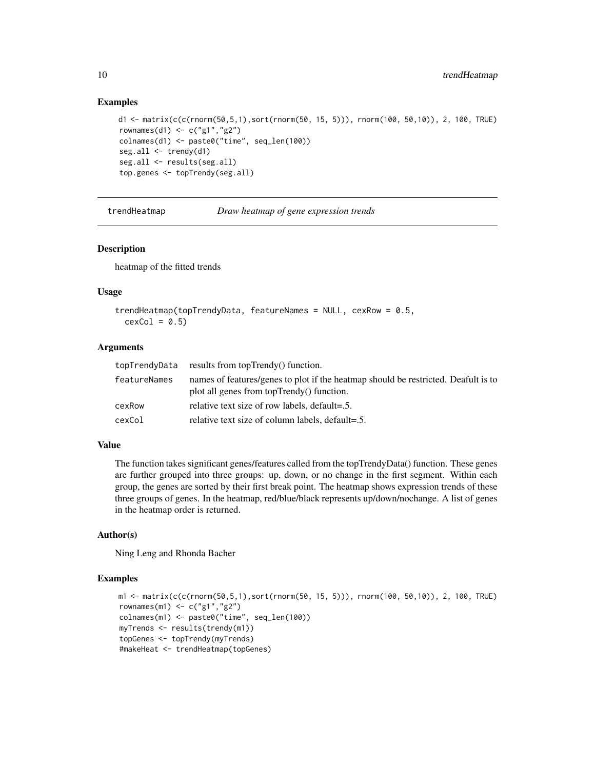### Examples

```
d1 <- matrix(c(c(rnorm(50,5,1),sort(rnorm(50, 15, 5))), rnorm(100, 50,10)), 2, 100, TRUE)
rownames(d1) <- c("g1","g2")
colnames(d1) <- paste0("time", seq_len(100))
seg.all <- trendy(d1)
seg.all <- results(seg.all)
top.genes <- topTrendy(seg.all)
```

---

## trendHeatmap *Draw heatmap of gene expression trends*

### Description

heatmap of the fitted trends

### Usage

```
trendHeatmap(topTrendyData, featureNames = NULL, cexRow = 0.5,
  cexCol = 0.5)
```

### Arguments

| | |
|---|---|
| topTrendyData | results from topTrendy() function. |
| featureNames | names of features/genes to plot if the heatmap should be restricted. Deafult is to plot all genes from topTrendy() function. |
| cexRow | relative text size of row labels, default=.5. |
| cexCol | relative text size of column labels, default=.5. |

### Value

The function takes significant genes/features called from the topTrendyData() function. These genes are further grouped into three groups: up, down, or no change in the first segment. Within each group, the genes are sorted by their first break point. The heatmap shows expression trends of these three groups of genes. In the heatmap, red/blue/black represents up/down/nochange. A list of genes in the heatmap order is returned.

### Author(s)

Ning Leng and Rhonda Bacher

### Examples

```
m1 <- matrix(c(c(rnorm(50,5,1),sort(rnorm(50, 15, 5))), rnorm(100, 50,10)), 2, 100, TRUE)
rownames(m1) <- c("g1","g2")
colnames(m1) <- paste0("time", seq_len(100))
myTrends <- results(trendy(m1))
topGenes <- topTrendy(myTrends)
#makeHeat <- trendHeatmap(topGenes)
```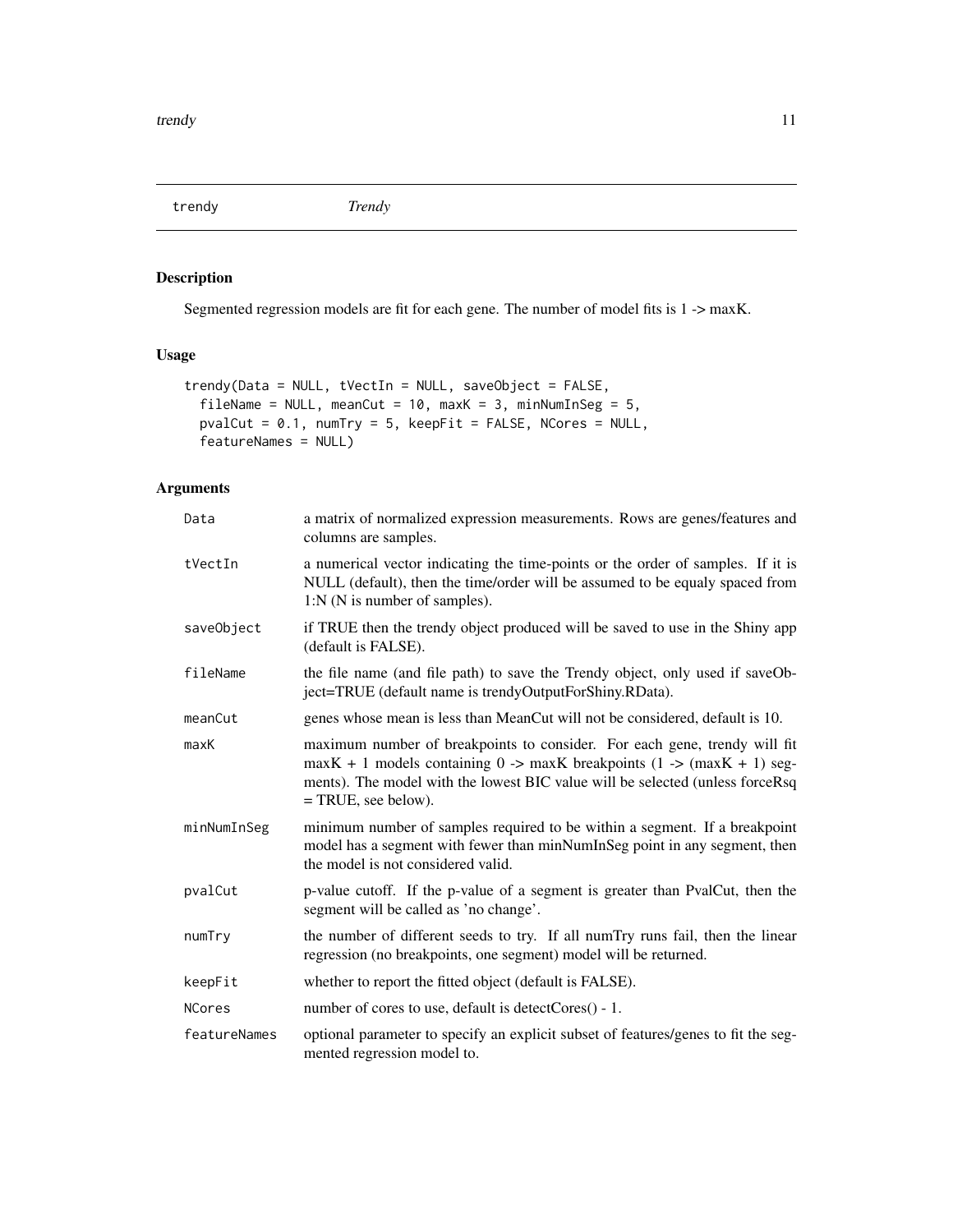## trendy — *Trendy*

### Description

Segmented regression models are fit for each gene. The number of model fits is 1 -> maxK.

### Usage

```
trendy(Data = NULL, tVectIn = NULL, saveObject = FALSE,
  fileName = NULL, meanCut = 10, maxK = 3, minNumInSeg = 5,
  pvalCut = 0.1, numTry = 5, keepFit = FALSE, NCores = NULL,
  featureNames = NULL)
```

### Arguments

| | |
|---|---|
| `Data` | a matrix of normalized expression measurements. Rows are genes/features and columns are samples. |
| `tVectIn` | a numerical vector indicating the time-points or the order of samples. If it is NULL (default), then the time/order will be assumed to be equaly spaced from 1:N (N is number of samples). |
| `saveObject` | if TRUE then the trendy object produced will be saved to use in the Shiny app (default is FALSE). |
| `fileName` | the file name (and file path) to save the Trendy object, only used if saveObject=TRUE (default name is trendyOutputForShiny.RData). |
| `meanCut` | genes whose mean is less than MeanCut will not be considered, default is 10. |
| `maxK` | maximum number of breakpoints to consider. For each gene, trendy will fit maxK + 1 models containing 0 -> maxK breakpoints (1 -> (maxK + 1) segments). The model with the lowest BIC value will be selected (unless forceRsq = TRUE, see below). |
| `minNumInSeg` | minimum number of samples required to be within a segment. If a breakpoint model has a segment with fewer than minNumInSeg point in any segment, then the model is not considered valid. |
| `pvalCut` | p-value cutoff. If the p-value of a segment is greater than PvalCut, then the segment will be called as 'no change'. |
| `numTry` | the number of different seeds to try. If all numTry runs fail, then the linear regression (no breakpoints, one segment) model will be returned. |
| `keepFit` | whether to report the fitted object (default is FALSE). |
| `NCores` | number of cores to use, default is detectCores() - 1. |
| `featureNames` | optional parameter to specify an explicit subset of features/genes to fit the segmented regression model to. |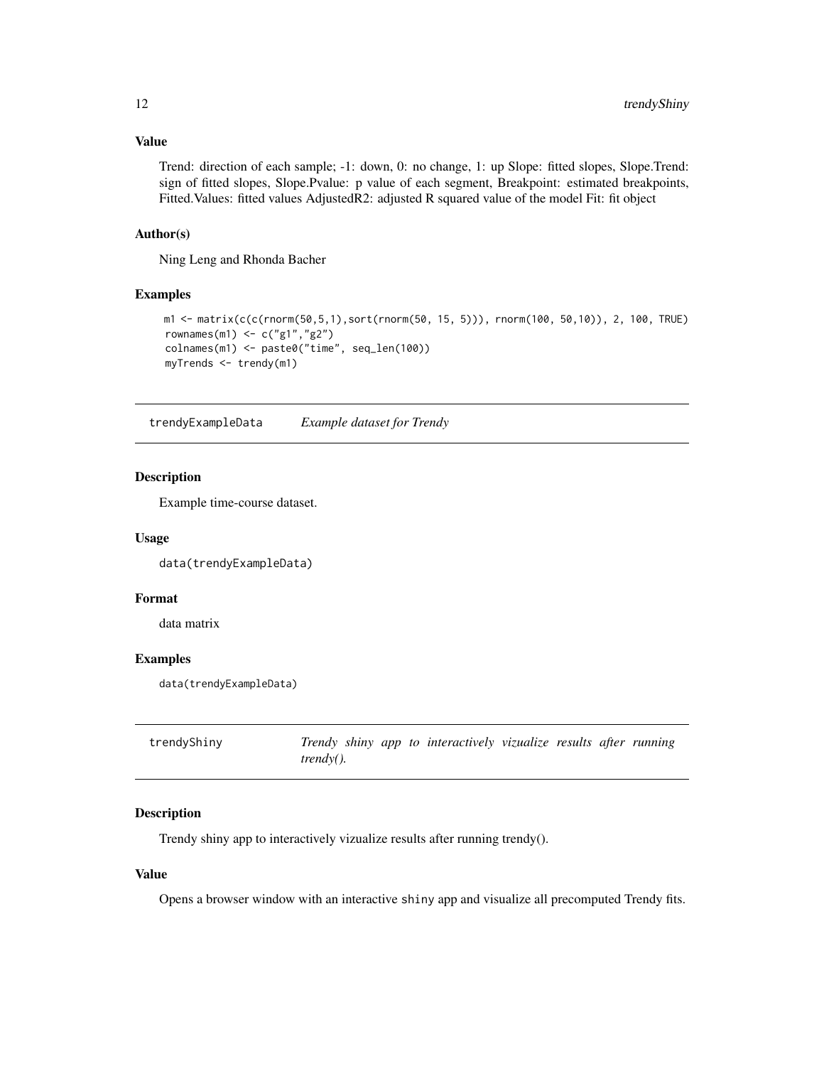## Value

Trend: direction of each sample; -1: down, 0: no change, 1: up Slope: fitted slopes, Slope.Trend: sign of fitted slopes, Slope.Pvalue: p value of each segment, Breakpoint: estimated breakpoints, Fitted.Values: fitted values AdjustedR2: adjusted R squared value of the model Fit: fit object

## Author(s)

Ning Leng and Rhonda Bacher

## Examples

```
m1 <- matrix(c(c(rnorm(50,5,1),sort(rnorm(50, 15, 5))), rnorm(100, 50,10)), 2, 100, TRUE)
rownames(m1) <- c("g1","g2")
colnames(m1) <- paste0("time", seq_len(100))
myTrends <- trendy(m1)
```

---

# trendyExampleData — *Example dataset for Trendy*

## Description

Example time-course dataset.

## Usage

```
data(trendyExampleData)
```

## Format

data matrix

## Examples

```
data(trendyExampleData)
```

---

# trendyShiny — *Trendy shiny app to interactively vizualize results after running trendy().*

## Description

Trendy shiny app to interactively vizualize results after running trendy().

## Value

Opens a browser window with an interactive `shiny` app and visualize all precomputed Trendy fits.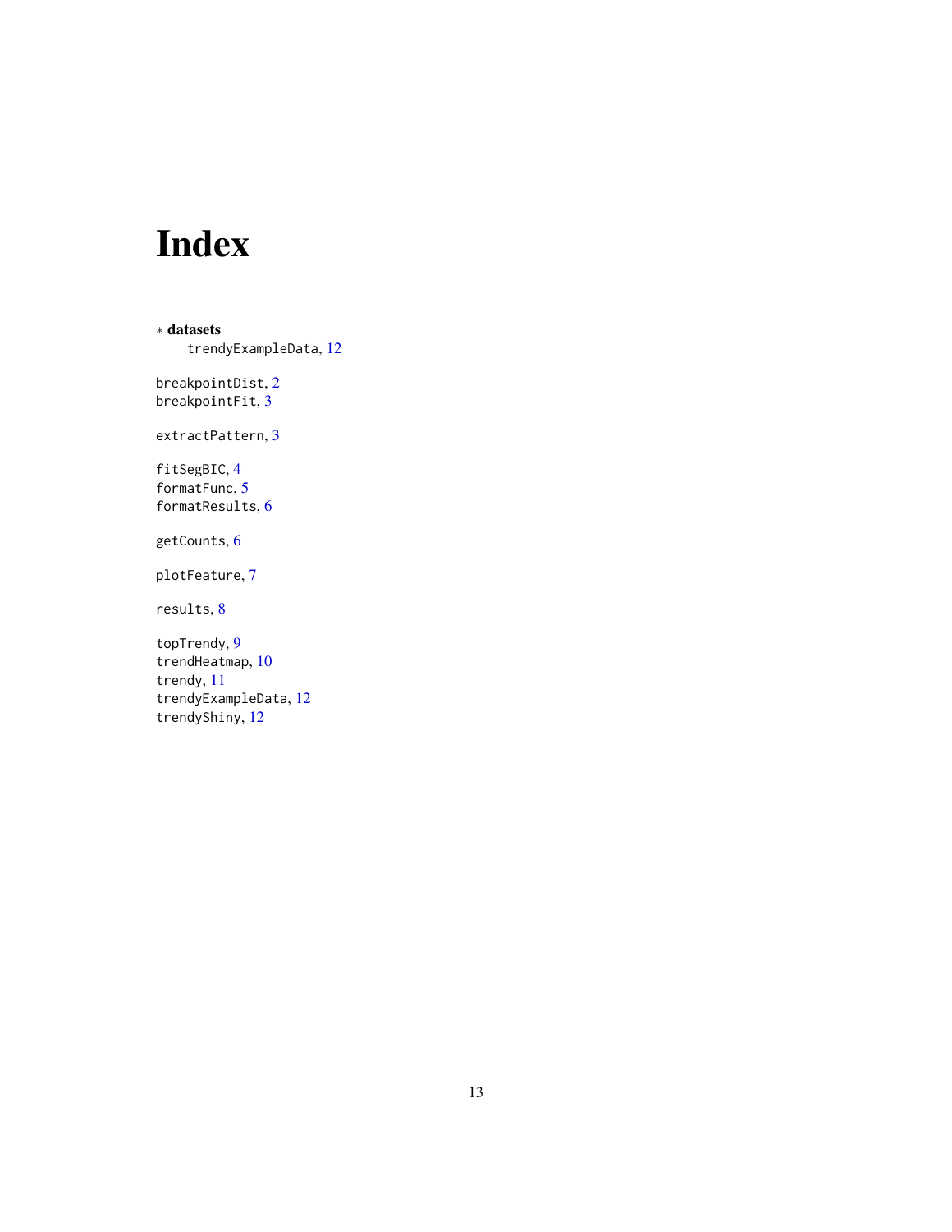# Index

∗ **datasets**
    trendyExampleData, 12

breakpointDist, 2
breakpointFit, 3

extractPattern, 3

fitSegBIC, 4
formatFunc, 5
formatResults, 6

getCounts, 6

plotFeature, 7

results, 8

topTrendy, 9
trendHeatmap, 10
trendy, 11
trendyExampleData, 12
trendyShiny, 12